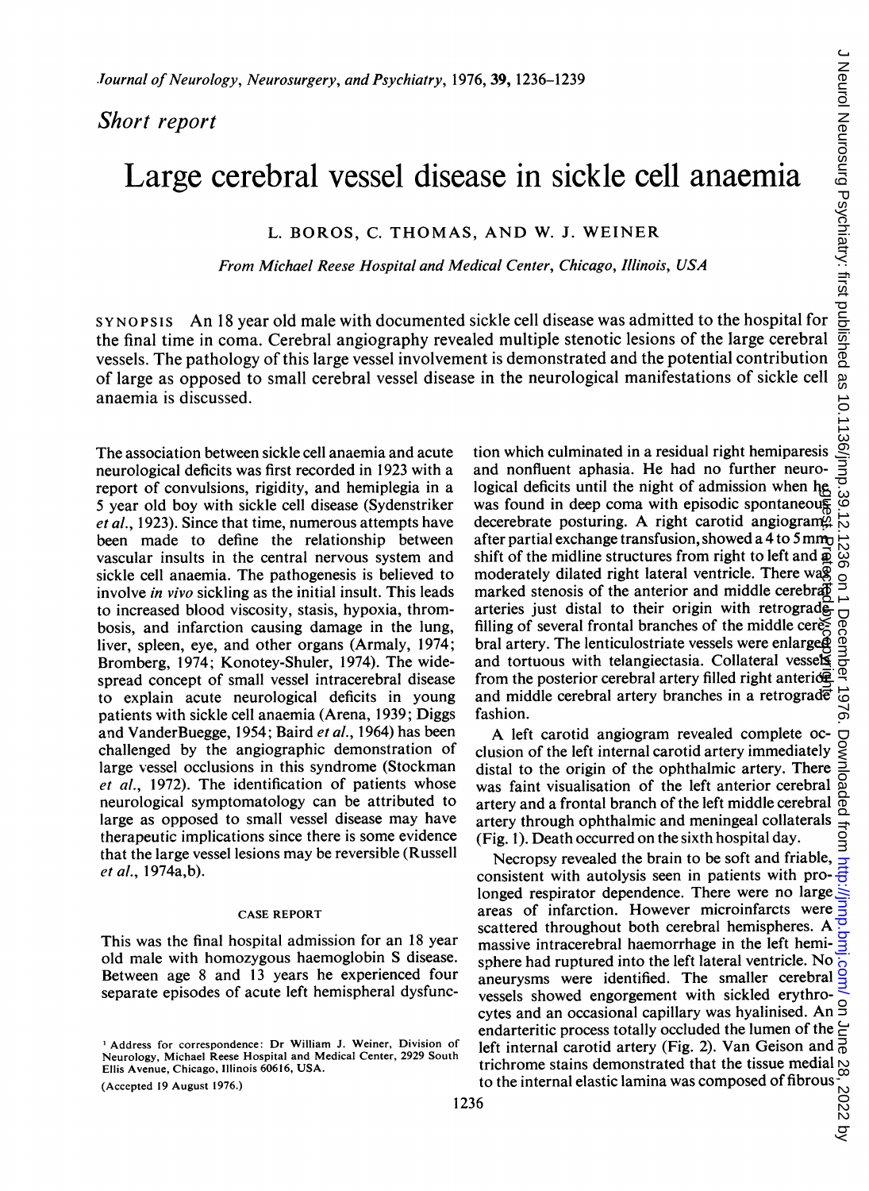*Short report*

# Large cerebral vessel disease in sickle cell anaemia

L. BOROS, C. THOMAS, AND W. J. WEINER

*From Michael Reese Hospital and Medical Center, Chicago, Illinois, USA*

SYNOPSIS An 18 year old male with documented sickle cell disease was admitted to the hospital for the final time in coma. Cerebral angiography revealed multiple stenotic lesions of the large cerebral vessels. The pathology of this large vessel involvement is demonstrated and the potential contribution of large as opposed to small cerebral vessel disease in the neurological manifestations of sickle cell anaemia is discussed.

The association between sickle cell anaemia and acute neurological deficits was first recorded in 1923 with a report of convulsions, rigidity, and hemiplegia in a 5 year old boy with sickle cell disease (Sydenstriker *et al.*, 1923). Since that time, numerous attempts have been made to define the relationship between vascular insults in the central nervous system and sickle cell anaemia. The pathogenesis is believed to involve *in vivo* sickling as the initial insult. This leads to increased blood viscosity, stasis, hypoxia, thrombosis, and infarction causing damage in the lung, liver, spleen, eye, and other organs (Armaly, 1974; Bromberg, 1974; Konotey-Shuler, 1974). The widespread concept of small vessel intracerebral disease to explain acute neurological deficits in young patients with sickle cell anaemia (Arena, 1939; Diggs and VanderBuegge, 1954; Baird *et al.*, 1964) has been challenged by the angiographic demonstration of large vessel occlusions in this syndrome (Stockman *et al.*, 1972). The identification of patients whose neurological symptomatology can be attributed to large as opposed to small vessel disease may have therapeutic implications since there is some evidence that the large vessel lesions may be reversible (Russell *et al.*, 1974a,b).

## CASE REPORT

This was the final hospital admission for an 18 year old male with homozygous haemoglobin S disease. Between age 8 and 13 years he experienced four separate episodes of acute left hemispheral dysfunction which culminated in a residual right hemiparesis and nonfluent aphasia. He had no further neurological deficits until the night of admission when he was found in deep coma with episodic spontaneous decerebrate posturing. A right carotid angiogram, after partial exchange transfusion, showed a 4 to 5 mm shift of the midline structures from right to left and a moderately dilated right lateral ventricle. There was marked stenosis of the anterior and middle cerebral arteries just distal to their origin with retrograde filling of several frontal branches of the middle cerebral artery. The lenticulostriate vessels were enlarged and tortuous with telangiectasia. Collateral vessels from the posterior cerebral artery filled right anterior and middle cerebral artery branches in a retrograde fashion.

A left carotid angiogram revealed complete occlusion of the left internal carotid artery immediately distal to the origin of the ophthalmic artery. There was faint visualisation of the left anterior cerebral artery and a frontal branch of the left middle cerebral artery through ophthalmic and meningeal collaterals (Fig. 1). Death occurred on the sixth hospital day.

Necropsy revealed the brain to be soft and friable, consistent with autolysis seen in patients with prolonged respirator dependence. There were no large areas of infarction. However microinfarcts were scattered throughout both cerebral hemispheres. A massive intracerebral haemorrhage in the left hemisphere had ruptured into the left lateral ventricle. No aneurysms were identified. The smaller cerebral vessels showed engorgement with sickled erythrocytes and an occasional capillary was hyalinised. An endarteritic process totally occluded the lumen of the left internal carotid artery (Fig. 2). Van Geison and trichrome stains demonstrated that the tissue medial to the internal elastic lamina was composed of fibrous

[1] Address for correspondence: Dr William J. Weiner, Division of Neurology, Michael Reese Hospital and Medical Center, 2929 South Ellis Avenue, Chicago, Illinois 60616, USA.

(Accepted 19 August 1976.)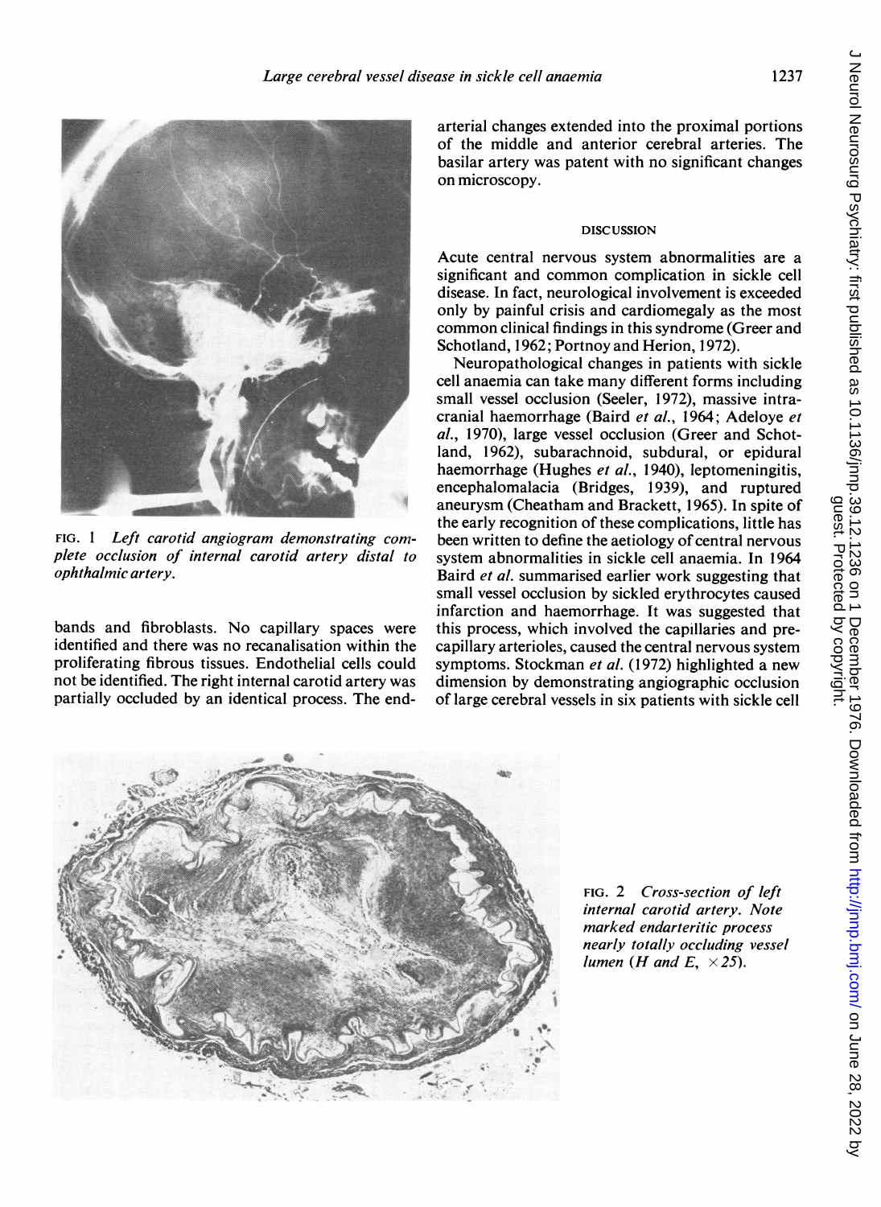FIG. 1 *Left carotid angiogram demonstrating complete occlusion of internal carotid artery distal to ophthalmic artery.*

bands and fibroblasts. No capillary spaces were identified and there was no recanalisation within the proliferating fibrous tissues. Endothelial cells could not be identified. The right internal carotid artery was partially occluded by an identical process. The end-arterial changes extended into the proximal portions of the middle and anterior cerebral arteries. The basilar artery was patent with no significant changes on microscopy.

## DISCUSSION

Acute central nervous system abnormalities are a significant and common complication in sickle cell disease. In fact, neurological involvement is exceeded only by painful crisis and cardiomegaly as the most common clinical findings in this syndrome (Greer and Schotland, 1962; Portnoy and Herion, 1972).

Neuropathological changes in patients with sickle cell anaemia can take many different forms including small vessel occlusion (Seeler, 1972), massive intracranial haemorrhage (Baird *et al.*, 1964; Adeloye *et al.*, 1970), large vessel occlusion (Greer and Schotland, 1962), subarachnoid, subdural, or epidural haemorrhage (Hughes *et al.*, 1940), leptomeningitis, encephalomalacia (Bridges, 1939), and ruptured aneurysm (Cheatham and Brackett, 1965). In spite of the early recognition of these complications, little has been written to define the aetiology of central nervous system abnormalities in sickle cell anaemia. In 1964 Baird *et al.* summarised earlier work suggesting that small vessel occlusion by sickled erythrocytes caused infarction and haemorrhage. It was suggested that this process, which involved the capillaries and precapillary arterioles, caused the central nervous system symptoms. Stockman *et al.* (1972) highlighted a new dimension by demonstrating angiographic occlusion of large cerebral vessels in six patients with sickle cell

FIG. 2 *Cross-section of left internal carotid artery. Note marked endarteritic process nearly totally occluding vessel lumen (H and E, ×25).*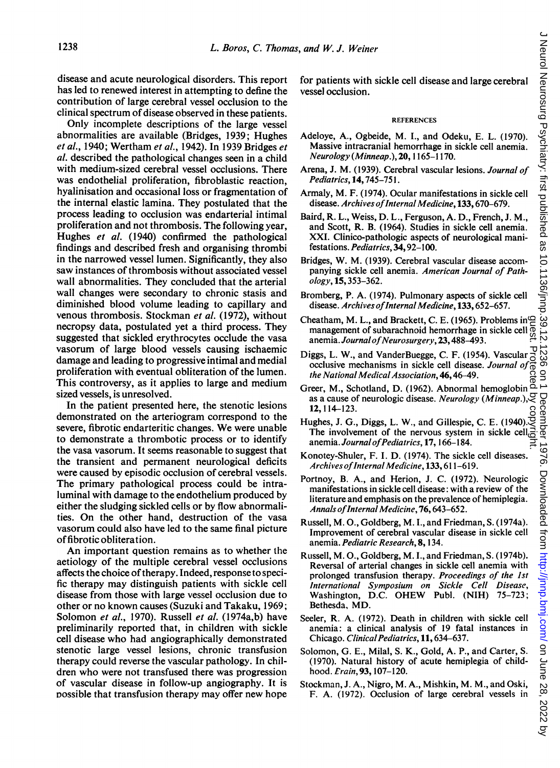disease and acute neurological disorders. This report has led to renewed interest in attempting to define the contribution of large cerebral vessel occlusion to the clinical spectrum of disease observed in these patients.

Only incomplete descriptions of the large vessel abnormalities are available (Bridges, 1939; Hughes *et al.*, 1940; Wertham *et al.*, 1942). In 1939 Bridges *et al.* described the pathological changes seen in a child with medium-sized cerebral vessel occlusions. There was endothelial proliferation, fibroblastic reaction, hyalinisation and occasional loss or fragmentation of the internal elastic lamina. They postulated that the process leading to occlusion was endarterial intimal proliferation and not thrombosis. The following year, Hughes *et al.* (1940) confirmed the pathological findings and described fresh and organising thrombi in the narrowed vessel lumen. Significantly, they also saw instances of thrombosis without associated vessel wall abnormalities. They concluded that the arterial wall changes were secondary to chronic stasis and diminished blood volume leading to capillary and venous thrombosis. Stockman *et al.* (1972), without necropsy data, postulated yet a third process. They suggested that sickled erythrocytes occlude the vasa vasorum of large blood vessels causing ischaemic damage and leading to progressive intimal and medial proliferation with eventual obliteration of the lumen. This controversy, as it applies to large and medium sized vessels, is unresolved.

In the patient presented here, the stenotic lesions demonstrated on the arteriogram correspond to the severe, fibrotic endarteritic changes. We were unable to demonstrate a thrombotic process or to identify the vasa vasorum. It seems reasonable to suggest that the transient and permanent neurological deficits were caused by episodic occlusion of cerebral vessels. The primary pathological process could be intraluminal with damage to the endothelium produced by either the sludging sickled cells or by flow abnormalities. On the other hand, destruction of the vasa vasorum could also have led to the same final picture of fibrotic obliteration.

An important question remains as to whether the aetiology of the multiple cerebral vessel occlusions affects the choice of therapy. Indeed, response to specific therapy may distinguish patients with sickle cell disease from those with large vessel occlusion due to other or no known causes (Suzuki and Takaku, 1969; Solomon *et al.*, 1970). Russell *et al.* (1974a,b) have preliminarily reported that, in children with sickle cell disease who had angiographically demonstrated stenotic large vessel lesions, chronic transfusion therapy could reverse the vascular pathology. In children who were not transfused there was progression of vascular disease in follow-up angiography. It is possible that transfusion therapy may offer new hope for patients with sickle cell disease and large cerebral vessel occlusion.

## REFERENCES

Adeloye, A., Ogbeide, M. I., and Odeku, E. L. (1970). Massive intracranial hemorrhage in sickle cell anemia. *Neurology (Minneap.)*, **20**, 1165–1170.

Arena, J. M. (1939). Cerebral vascular lesions. *Journal of Pediatrics*, **14**, 745–751.

Armaly, M. F. (1974). Ocular manifestations in sickle cell disease. *Archives of Internal Medicine*, **133**, 670–679.

Baird, R. L., Weiss, D. L., Ferguson, A. D., French, J. M., and Scott, R. B. (1964). Studies in sickle cell anemia. XXI. Clinico-pathologic aspects of neurological manifestations. *Pediatrics*, **34**, 92–100.

Bridges, W. M. (1939). Cerebral vascular disease accompanying sickle cell anemia. *American Journal of Pathology*, **15**, 353–362.

Bromberg, P. A. (1974). Pulmonary aspects of sickle cell disease. *Archives of Internal Medicine*, **133**, 652–657.

Cheatham, M. L., and Brackett, C. E. (1965). Problems in management of subarachnoid hemorrhage in sickle cell anemia. *Journal of Neurosurgery*, **23**, 488–493.

Diggs, L. W., and VanderBuegge, C. F. (1954). Vascular occlusive mechanisms in sickle cell disease. *Journal of the National Medical Association*, **46**, 46–49.

Greer, M., Schotland, D. (1962). Abnormal hemoglobin as a cause of neurologic disease. *Neurology (Minneap.)*, **12**, 114–123.

Hughes, J. G., Diggs, L. W., and Gillespie, C. E. (1940). The involvement of the nervous system in sickle cell anemia. *Journal of Pediatrics*, **17**, 166–184.

Konotey-Shuler, F. I. D. (1974). The sickle cell diseases. *Archives of Internal Medicine*, **133**, 611–619.

Portnoy, B. A., and Herion, J. C. (1972). Neurologic manifestations in sickle cell disease: with a review of the literature and emphasis on the prevalence of hemiplegia. *Annals of Internal Medicine*, **76**, 643–652.

Russell, M. O., Goldberg, M. I., and Friedman, S. (1974a). Improvement of cerebral vascular disease in sickle cell anemia. *Pediatric Research*, **8**, 134.

Russell, M. O., Goldberg, M. I., and Friedman, S. (1974b). Reversal of arterial changes in sickle cell anemia with prolonged transfusion therapy. *Proceedings of the 1st International Symposium on Sickle Cell Disease*, Washington, D.C. OHEW Publ. (NIH) 75–723; Bethesda, MD.

Seeler, R. A. (1972). Death in children with sickle cell anemia: a clinical analysis of 19 fatal instances in Chicago. *Clinical Pediatrics*, **11**, 634–637.

Solomon, G. E., Milal, S. K., Gold, A. P., and Carter, S. (1970). Natural history of acute hemiplegia of childhood. *Brain*, **93**, 107–120.

Stockman, J. A., Nigro, M. A., Mishkin, M. M., and Oski, F. A. (1972). Occlusion of large cerebral vessels in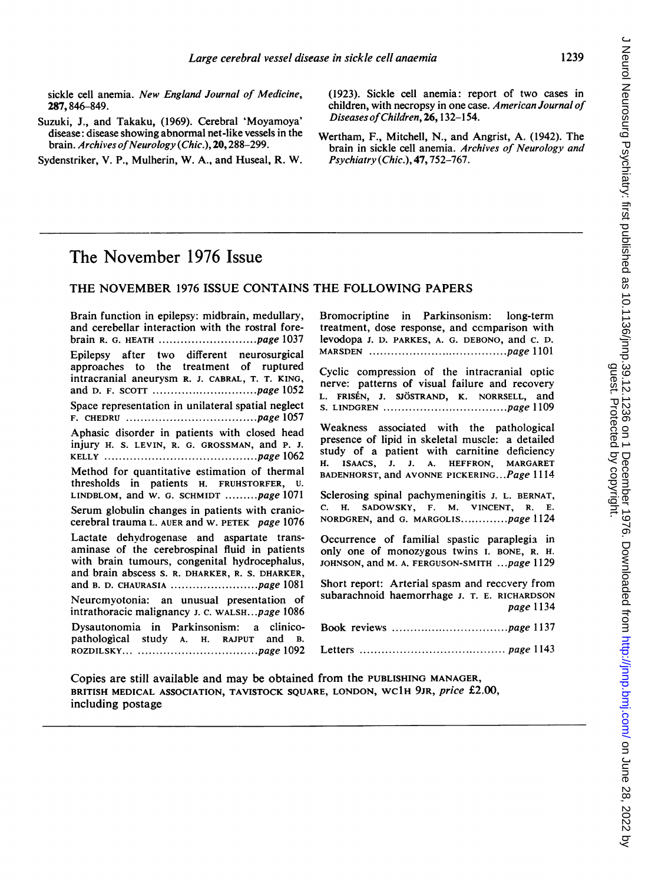sickle cell anemia. *New England Journal of Medicine*, **287**, 846–849.

Suzuki, J., and Takaku, (1969). Cerebral 'Moyamoya' disease: disease showing abnormal net-like vessels in the brain. *Archives of Neurology (Chic.)*, **20**, 288–299.

Sydenstriker, V. P., Mulherin, W. A., and Huseal, R. W. (1923). Sickle cell anemia: report of two cases in children, with necropsy in one case. *American Journal of Diseases of Children*, **26**, 132–154.

Wertham, F., Mitchell, N., and Angrist, A. (1942). The brain in sickle cell anemia. *Archives of Neurology and Psychiatry (Chic.)*, **47**, 752–767.

# The November 1976 Issue

## THE NOVEMBER 1976 ISSUE CONTAINS THE FOLLOWING PAPERS

Brain function in epilepsy: midbrain, medullary, and cerebellar interaction with the rostral forebrain R. G. HEATH ........................... *page* 1037

Epilepsy after two different neurosurgical approaches to the treatment of ruptured intracranial aneurysm R. J. CABRAL, T. T. KING, and D. F. SCOTT ............................. *page* 1052

Space representation in unilateral spatial neglect F. CHEDRU .................................... *page* 1057

Aphasic disorder in patients with closed head injury H. S. LEVIN, R. G. GROSSMAN, and P. J. KELLY .......................................... *page* 1062

Method for quantitative estimation of thermal thresholds in patients H. FRUHSTORFER, U. LINDBLOM, and W. G. SCHMIDT ......... *page* 1071

Serum globulin changes in patients with craniocerebral trauma L. AUER and W. PETEK *page* 1076

Lactate dehydrogenase and aspartate transaminase of the cerebrospinal fluid in patients with brain tumours, congenital hydrocephalus, and brain abscess S. R. DHARKER, R. S. DHARKER, and B. D. CHAURASIA ........................ *page* 1081

Neuromyotonia: an unusual presentation of intrathoracic malignancy J. C. WALSH... *page* 1086

Dysautonomia in Parkinsonism: a clinicopathological study A. H. RAJPUT and B. ROZDILSKY... ................................. *page* 1092

Bromocriptine in Parkinsonism: long-term treatment, dose response, and comparison with levodopa J. D. PARKES, A. G. DEBONO, and C. D. MARSDEN ...................................... *page* 1101

Cyclic compression of the intracranial optic nerve: patterns of visual failure and recovery L. FRISÉN, J. SJÖSTRAND, K. NORRSELL, and S. LINDGREN .................................. *page* 1109

Weakness associated with the pathological presence of lipid in skeletal muscle: a detailed study of a patient with carnitine deficiency H. ISAACS, J. J. A. HEFFRON, MARGARET BADENHORST, and AVONNE PICKERING... *Page* 1114

Sclerosing spinal pachymeningitis J. L. BERNAT, C. H. SADOWSKY, F. M. VINCENT, R. E. NORDGREN, and G. MARGOLIS............. *page* 1124

Occurrence of familial spastic paraplegia in only one of monozygous twins I. BONE, R. H. JOHNSON, and M. A. FERGUSON-SMITH ... *page* 1129

Short report: Arterial spasm and recovery from subarachnoid haemorrhage J. T. E. RICHARDSON *page* 1134

Book reviews ................................ *page* 1137

Letters ........................................ *page* 1143

Copies are still available and may be obtained from the PUBLISHING MANAGER, BRITISH MEDICAL ASSOCIATION, TAVISTOCK SQUARE, LONDON, WC1H 9JR, *price* £2.00, including postage